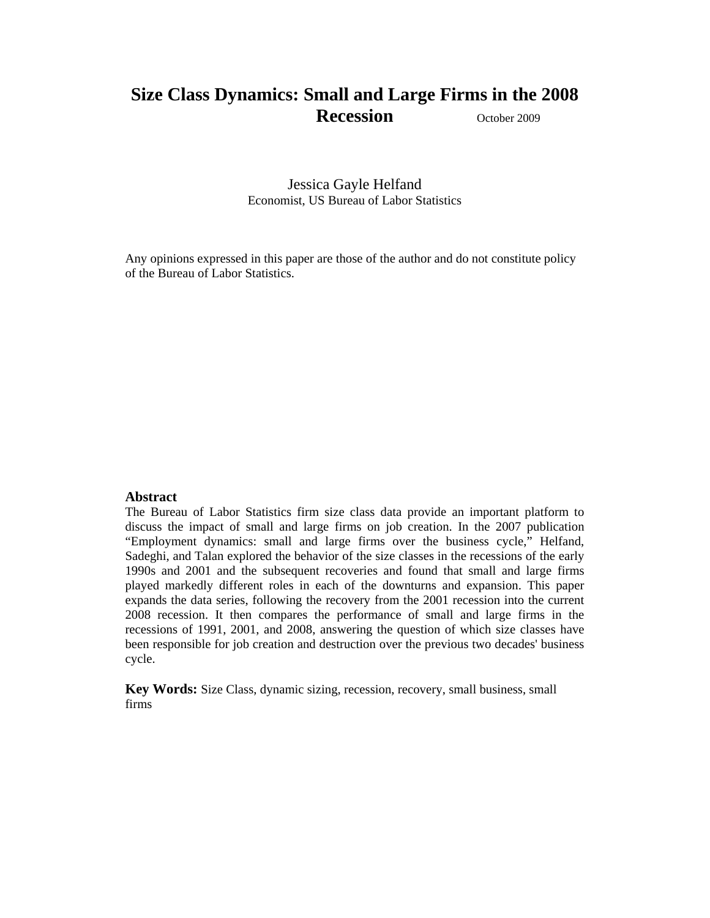# Size Class Dynamics: Small and Large Firms in the 2008 Recession

October 2009

Jessica Gayle Helfand
Economist, US Bureau of Labor Statistics

Any opinions expressed in this paper are those of the author and do not constitute policy of the Bureau of Labor Statistics.

## Abstract

The Bureau of Labor Statistics firm size class data provide an important platform to discuss the impact of small and large firms on job creation. In the 2007 publication "Employment dynamics: small and large firms over the business cycle," Helfand, Sadeghi, and Talan explored the behavior of the size classes in the recessions of the early 1990s and 2001 and the subsequent recoveries and found that small and large firms played markedly different roles in each of the downturns and expansion. This paper expands the data series, following the recovery from the 2001 recession into the current 2008 recession. It then compares the performance of small and large firms in the recessions of 1991, 2001, and 2008, answering the question of which size classes have been responsible for job creation and destruction over the previous two decades' business cycle.

**Key Words:** Size Class, dynamic sizing, recession, recovery, small business, small firms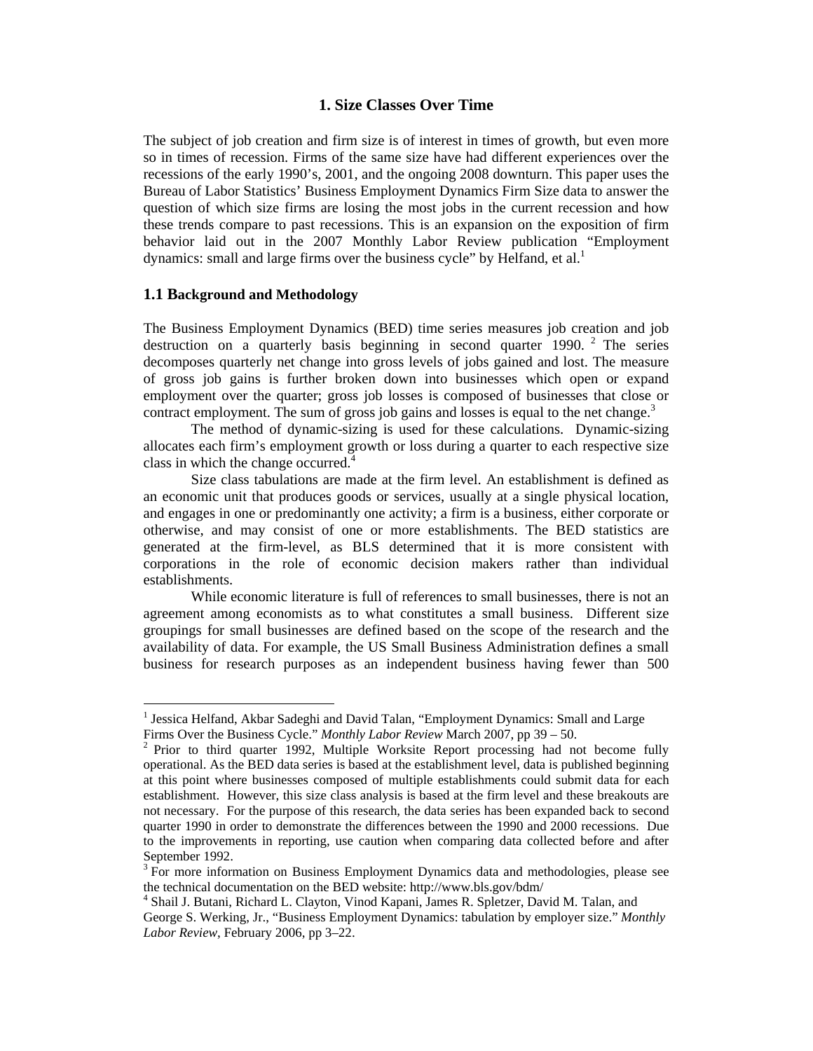## 1. Size Classes Over Time

The subject of job creation and firm size is of interest in times of growth, but even more so in times of recession. Firms of the same size have had different experiences over the recessions of the early 1990's, 2001, and the ongoing 2008 downturn. This paper uses the Bureau of Labor Statistics' Business Employment Dynamics Firm Size data to answer the question of which size firms are losing the most jobs in the current recession and how these trends compare to past recessions. This is an expansion on the exposition of firm behavior laid out in the 2007 Monthly Labor Review publication "Employment dynamics: small and large firms over the business cycle" by Helfand, et al.[1]

### 1.1 Background and Methodology

The Business Employment Dynamics (BED) time series measures job creation and job destruction on a quarterly basis beginning in second quarter 1990.[2] The series decomposes quarterly net change into gross levels of jobs gained and lost. The measure of gross job gains is further broken down into businesses which open or expand employment over the quarter; gross job losses is composed of businesses that close or contract employment. The sum of gross job gains and losses is equal to the net change.[3]

The method of dynamic-sizing is used for these calculations. Dynamic-sizing allocates each firm's employment growth or loss during a quarter to each respective size class in which the change occurred.[4]

Size class tabulations are made at the firm level. An establishment is defined as an economic unit that produces goods or services, usually at a single physical location, and engages in one or predominantly one activity; a firm is a business, either corporate or otherwise, and may consist of one or more establishments. The BED statistics are generated at the firm-level, as BLS determined that it is more consistent with corporations in the role of economic decision makers rather than individual establishments.

While economic literature is full of references to small businesses, there is not an agreement among economists as to what constitutes a small business. Different size groupings for small businesses are defined based on the scope of the research and the availability of data. For example, the US Small Business Administration defines a small business for research purposes as an independent business having fewer than 500

---

[1] Jessica Helfand, Akbar Sadeghi and David Talan, "Employment Dynamics: Small and Large Firms Over the Business Cycle." *Monthly Labor Review* March 2007, pp 39 – 50.

[2] Prior to third quarter 1992, Multiple Worksite Report processing had not become fully operational. As the BED data series is based at the establishment level, data is published beginning at this point where businesses composed of multiple establishments could submit data for each establishment. However, this size class analysis is based at the firm level and these breakouts are not necessary. For the purpose of this research, the data series has been expanded back to second quarter 1990 in order to demonstrate the differences between the 1990 and 2000 recessions. Due to the improvements in reporting, use caution when comparing data collected before and after September 1992.

[3] For more information on Business Employment Dynamics data and methodologies, please see the technical documentation on the BED website: http://www.bls.gov/bdm/

[4] Shail J. Butani, Richard L. Clayton, Vinod Kapani, James R. Spletzer, David M. Talan, and George S. Werking, Jr., "Business Employment Dynamics: tabulation by employer size." *Monthly Labor Review*, February 2006, pp 3–22.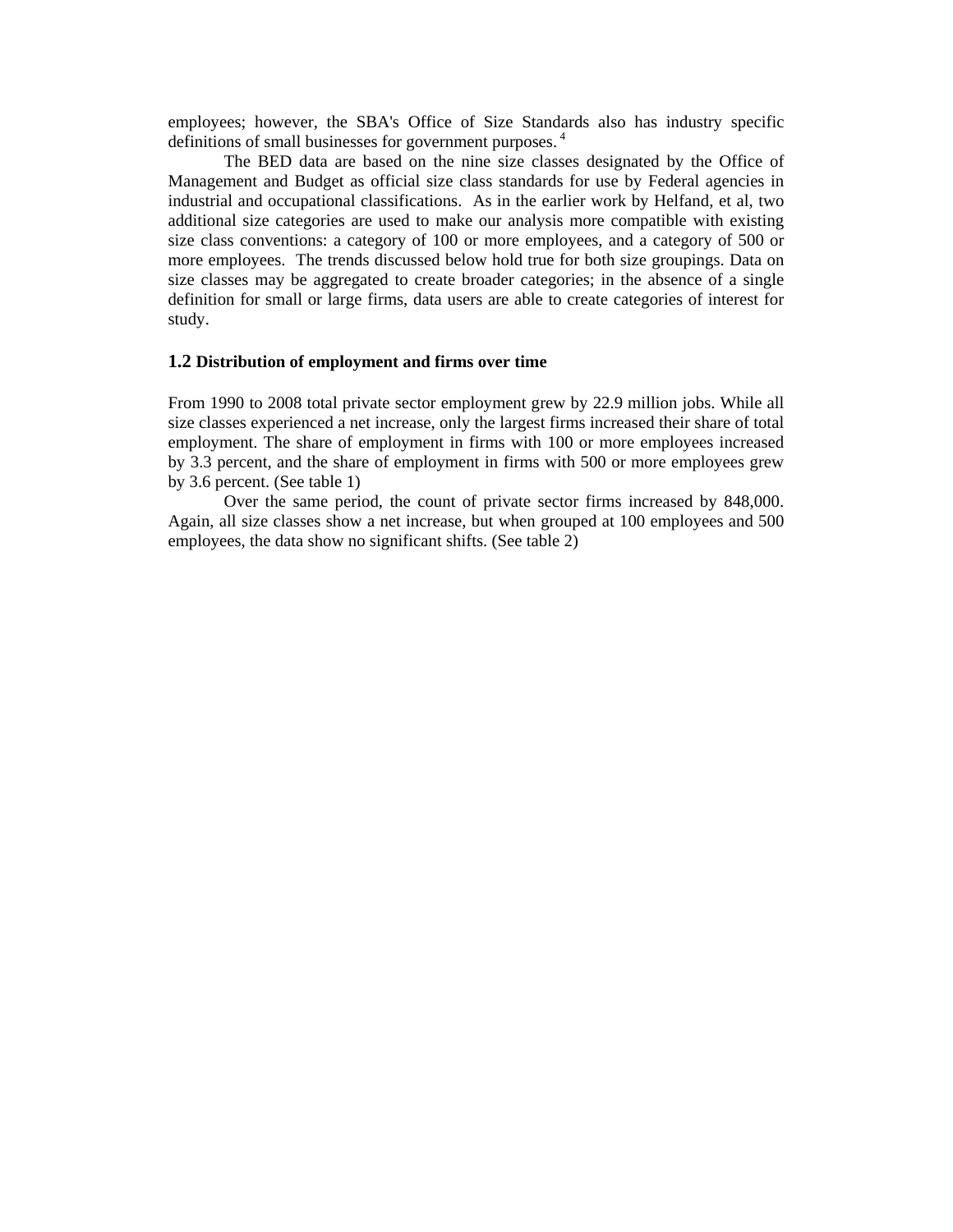employees; however, the SBA's Office of Size Standards also has industry specific definitions of small businesses for government purposes. [4]

The BED data are based on the nine size classes designated by the Office of Management and Budget as official size class standards for use by Federal agencies in industrial and occupational classifications. As in the earlier work by Helfand, et al, two additional size categories are used to make our analysis more compatible with existing size class conventions: a category of 100 or more employees, and a category of 500 or more employees. The trends discussed below hold true for both size groupings. Data on size classes may be aggregated to create broader categories; in the absence of a single definition for small or large firms, data users are able to create categories of interest for study.

### 1.2 Distribution of employment and firms over time

From 1990 to 2008 total private sector employment grew by 22.9 million jobs. While all size classes experienced a net increase, only the largest firms increased their share of total employment. The share of employment in firms with 100 or more employees increased by 3.3 percent, and the share of employment in firms with 500 or more employees grew by 3.6 percent. (See table 1)

Over the same period, the count of private sector firms increased by 848,000. Again, all size classes show a net increase, but when grouped at 100 employees and 500 employees, the data show no significant shifts. (See table 2)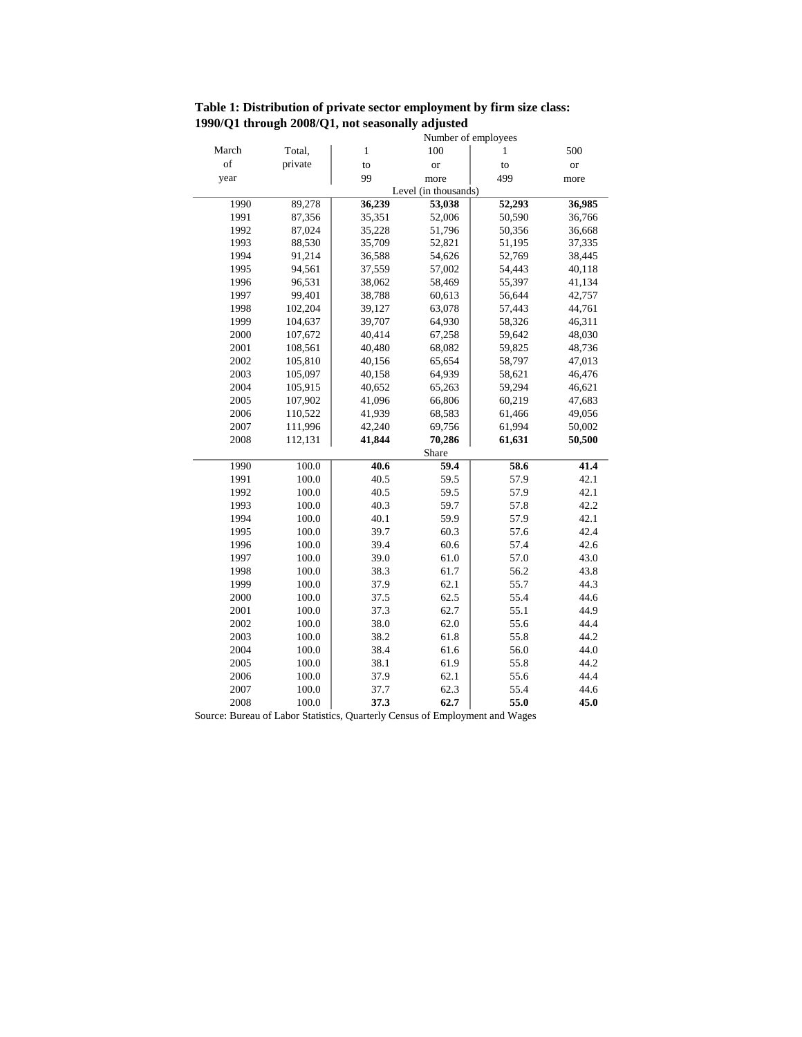**Table 1: Distribution of private sector employment by firm size class: 1990/Q1 through 2008/Q1, not seasonally adjusted**

| | | Number of employees | | | |
|---|---|---|---|---|---|
| March of year | Total, private | 1 to 99 | 100 or more | 1 to 499 | 500 or more |
| | | Level (in thousands) | | | |
| 1990 | 89,278 | **36,239** | **53,038** | **52,293** | **36,985** |
| 1991 | 87,356 | 35,351 | 52,006 | 50,590 | 36,766 |
| 1992 | 87,024 | 35,228 | 51,796 | 50,356 | 36,668 |
| 1993 | 88,530 | 35,709 | 52,821 | 51,195 | 37,335 |
| 1994 | 91,214 | 36,588 | 54,626 | 52,769 | 38,445 |
| 1995 | 94,561 | 37,559 | 57,002 | 54,443 | 40,118 |
| 1996 | 96,531 | 38,062 | 58,469 | 55,397 | 41,134 |
| 1997 | 99,401 | 38,788 | 60,613 | 56,644 | 42,757 |
| 1998 | 102,204 | 39,127 | 63,078 | 57,443 | 44,761 |
| 1999 | 104,637 | 39,707 | 64,930 | 58,326 | 46,311 |
| 2000 | 107,672 | 40,414 | 67,258 | 59,642 | 48,030 |
| 2001 | 108,561 | 40,480 | 68,082 | 59,825 | 48,736 |
| 2002 | 105,810 | 40,156 | 65,654 | 58,797 | 47,013 |
| 2003 | 105,097 | 40,158 | 64,939 | 58,621 | 46,476 |
| 2004 | 105,915 | 40,652 | 65,263 | 59,294 | 46,621 |
| 2005 | 107,902 | 41,096 | 66,806 | 60,219 | 47,683 |
| 2006 | 110,522 | 41,939 | 68,583 | 61,466 | 49,056 |
| 2007 | 111,996 | 42,240 | 69,756 | 61,994 | 50,002 |
| 2008 | 112,131 | **41,844** | **70,286** | **61,631** | **50,500** |
| | | Share | | | |
| 1990 | 100.0 | **40.6** | **59.4** | **58.6** | **41.4** |
| 1991 | 100.0 | 40.5 | 59.5 | 57.9 | 42.1 |
| 1992 | 100.0 | 40.5 | 59.5 | 57.9 | 42.1 |
| 1993 | 100.0 | 40.3 | 59.7 | 57.8 | 42.2 |
| 1994 | 100.0 | 40.1 | 59.9 | 57.9 | 42.1 |
| 1995 | 100.0 | 39.7 | 60.3 | 57.6 | 42.4 |
| 1996 | 100.0 | 39.4 | 60.6 | 57.4 | 42.6 |
| 1997 | 100.0 | 39.0 | 61.0 | 57.0 | 43.0 |
| 1998 | 100.0 | 38.3 | 61.7 | 56.2 | 43.8 |
| 1999 | 100.0 | 37.9 | 62.1 | 55.7 | 44.3 |
| 2000 | 100.0 | 37.5 | 62.5 | 55.4 | 44.6 |
| 2001 | 100.0 | 37.3 | 62.7 | 55.1 | 44.9 |
| 2002 | 100.0 | 38.0 | 62.0 | 55.6 | 44.4 |
| 2003 | 100.0 | 38.2 | 61.8 | 55.8 | 44.2 |
| 2004 | 100.0 | 38.4 | 61.6 | 56.0 | 44.0 |
| 2005 | 100.0 | 38.1 | 61.9 | 55.8 | 44.2 |
| 2006 | 100.0 | 37.9 | 62.1 | 55.6 | 44.4 |
| 2007 | 100.0 | 37.7 | 62.3 | 55.4 | 44.6 |
| 2008 | 100.0 | **37.3** | **62.7** | **55.0** | **45.0** |

Source: Bureau of Labor Statistics, Quarterly Census of Employment and Wages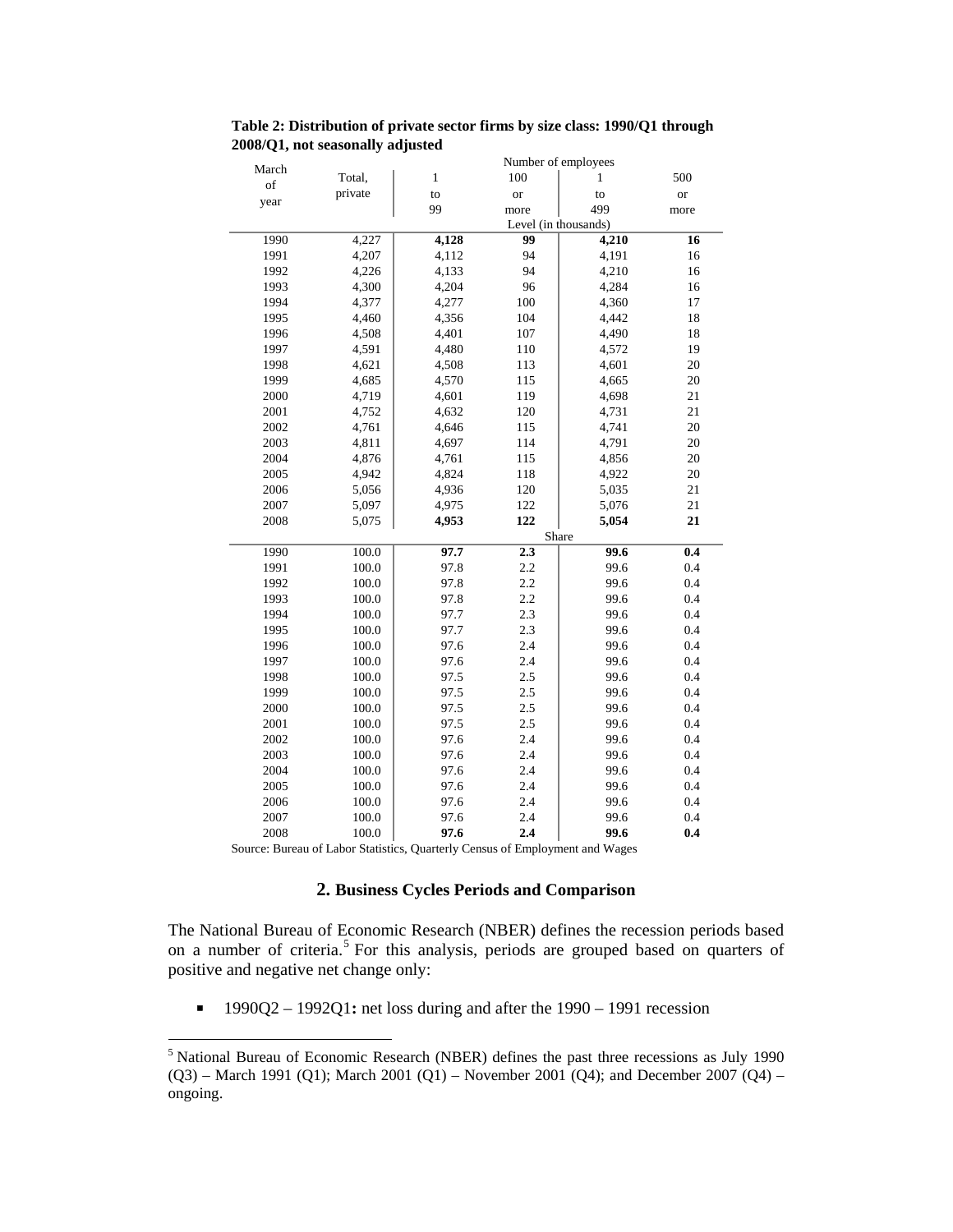**Table 2: Distribution of private sector firms by size class: 1990/Q1 through 2008/Q1, not seasonally adjusted**

| March of year | Total, private | Number of employees | | | |
|---|---|---|---|---|---|
| | | 1 to 99 | 100 or more | 1 to 499 | 500 or more |
| | | Level (in thousands) | | | |
| 1990 | 4,227 | **4,128** | **99** | **4,210** | **16** |
| 1991 | 4,207 | 4,112 | 94 | 4,191 | 16 |
| 1992 | 4,226 | 4,133 | 94 | 4,210 | 16 |
| 1993 | 4,300 | 4,204 | 96 | 4,284 | 16 |
| 1994 | 4,377 | 4,277 | 100 | 4,360 | 17 |
| 1995 | 4,460 | 4,356 | 104 | 4,442 | 18 |
| 1996 | 4,508 | 4,401 | 107 | 4,490 | 18 |
| 1997 | 4,591 | 4,480 | 110 | 4,572 | 19 |
| 1998 | 4,621 | 4,508 | 113 | 4,601 | 20 |
| 1999 | 4,685 | 4,570 | 115 | 4,665 | 20 |
| 2000 | 4,719 | 4,601 | 119 | 4,698 | 21 |
| 2001 | 4,752 | 4,632 | 120 | 4,731 | 21 |
| 2002 | 4,761 | 4,646 | 115 | 4,741 | 20 |
| 2003 | 4,811 | 4,697 | 114 | 4,791 | 20 |
| 2004 | 4,876 | 4,761 | 115 | 4,856 | 20 |
| 2005 | 4,942 | 4,824 | 118 | 4,922 | 20 |
| 2006 | 5,056 | 4,936 | 120 | 5,035 | 21 |
| 2007 | 5,097 | 4,975 | 122 | 5,076 | 21 |
| 2008 | 5,075 | **4,953** | **122** | **5,054** | **21** |
| | | Share | | | |
| 1990 | 100.0 | **97.7** | **2.3** | **99.6** | **0.4** |
| 1991 | 100.0 | 97.8 | 2.2 | 99.6 | 0.4 |
| 1992 | 100.0 | 97.8 | 2.2 | 99.6 | 0.4 |
| 1993 | 100.0 | 97.8 | 2.2 | 99.6 | 0.4 |
| 1994 | 100.0 | 97.7 | 2.3 | 99.6 | 0.4 |
| 1995 | 100.0 | 97.7 | 2.3 | 99.6 | 0.4 |
| 1996 | 100.0 | 97.6 | 2.4 | 99.6 | 0.4 |
| 1997 | 100.0 | 97.6 | 2.4 | 99.6 | 0.4 |
| 1998 | 100.0 | 97.5 | 2.5 | 99.6 | 0.4 |
| 1999 | 100.0 | 97.5 | 2.5 | 99.6 | 0.4 |
| 2000 | 100.0 | 97.5 | 2.5 | 99.6 | 0.4 |
| 2001 | 100.0 | 97.5 | 2.5 | 99.6 | 0.4 |
| 2002 | 100.0 | 97.6 | 2.4 | 99.6 | 0.4 |
| 2003 | 100.0 | 97.6 | 2.4 | 99.6 | 0.4 |
| 2004 | 100.0 | 97.6 | 2.4 | 99.6 | 0.4 |
| 2005 | 100.0 | 97.6 | 2.4 | 99.6 | 0.4 |
| 2006 | 100.0 | 97.6 | 2.4 | 99.6 | 0.4 |
| 2007 | 100.0 | 97.6 | 2.4 | 99.6 | 0.4 |
| 2008 | 100.0 | **97.6** | **2.4** | **99.6** | **0.4** |

Source: Bureau of Labor Statistics, Quarterly Census of Employment and Wages

## 2. Business Cycles Periods and Comparison

The National Bureau of Economic Research (NBER) defines the recession periods based on a number of criteria.[5] For this analysis, periods are grouped based on quarters of positive and negative net change only:

- 1990Q2 – 1992Q1**:** net loss during and after the 1990 – 1991 recession

[5] National Bureau of Economic Research (NBER) defines the past three recessions as July 1990 (Q3) – March 1991 (Q1); March 2001 (Q1) – November 2001 (Q4); and December 2007 (Q4) – ongoing.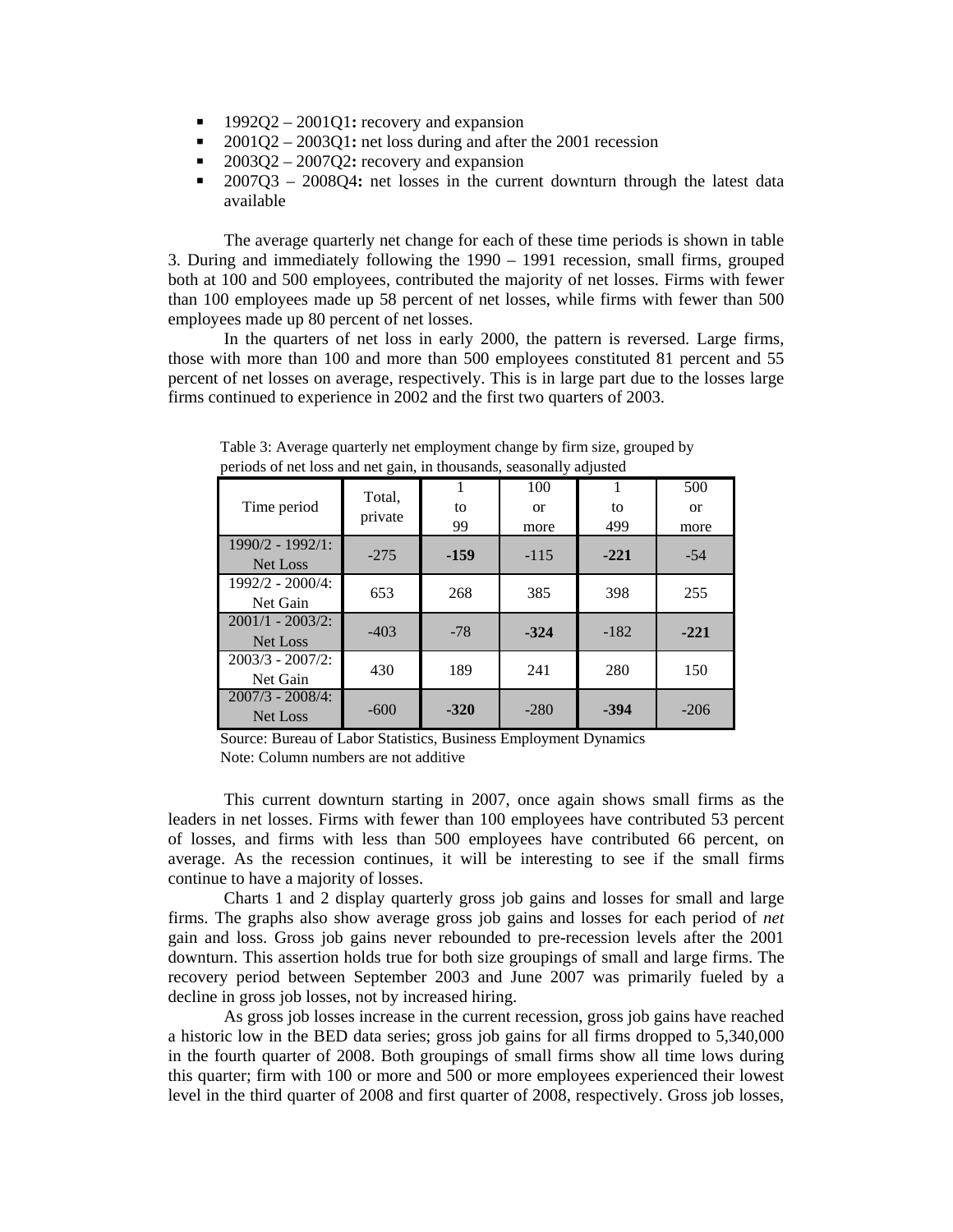- 1992Q2 – 2001Q1**:** recovery and expansion
- 2001Q2 – 2003Q1**:** net loss during and after the 2001 recession
- 2003Q2 – 2007Q2**:** recovery and expansion
- 2007Q3 – 2008Q4**:** net losses in the current downturn through the latest data available

The average quarterly net change for each of these time periods is shown in table 3. During and immediately following the 1990 – 1991 recession, small firms, grouped both at 100 and 500 employees, contributed the majority of net losses. Firms with fewer than 100 employees made up 58 percent of net losses, while firms with fewer than 500 employees made up 80 percent of net losses.

In the quarters of net loss in early 2000, the pattern is reversed. Large firms, those with more than 100 and more than 500 employees constituted 81 percent and 55 percent of net losses on average, respectively. This is in large part due to the losses large firms continued to experience in 2002 and the first two quarters of 2003.

Table 3: Average quarterly net employment change by firm size, grouped by periods of net loss and net gain, in thousands, seasonally adjusted

| Time period | Total, private | 1 to 99 | 100 or more | 1 to 499 | 500 or more |
|---|---|---|---|---|---|
| 1990/2 - 1992/1: Net Loss | -275 | **-159** | -115 | **-221** | -54 |
| 1992/2 - 2000/4: Net Gain | 653 | 268 | 385 | 398 | 255 |
| 2001/1 - 2003/2: Net Loss | -403 | -78 | **-324** | -182 | **-221** |
| 2003/3 - 2007/2: Net Gain | 430 | 189 | 241 | 280 | 150 |
| 2007/3 - 2008/4: Net Loss | -600 | **-320** | -280 | **-394** | -206 |

Source: Bureau of Labor Statistics, Business Employment Dynamics
Note: Column numbers are not additive

This current downturn starting in 2007, once again shows small firms as the leaders in net losses. Firms with fewer than 100 employees have contributed 53 percent of losses, and firms with less than 500 employees have contributed 66 percent, on average. As the recession continues, it will be interesting to see if the small firms continue to have a majority of losses.

Charts 1 and 2 display quarterly gross job gains and losses for small and large firms. The graphs also show average gross job gains and losses for each period of *net* gain and loss. Gross job gains never rebounded to pre-recession levels after the 2001 downturn. This assertion holds true for both size groupings of small and large firms. The recovery period between September 2003 and June 2007 was primarily fueled by a decline in gross job losses, not by increased hiring.

As gross job losses increase in the current recession, gross job gains have reached a historic low in the BED data series; gross job gains for all firms dropped to 5,340,000 in the fourth quarter of 2008. Both groupings of small firms show all time lows during this quarter; firm with 100 or more and 500 or more employees experienced their lowest level in the third quarter of 2008 and first quarter of 2008, respectively. Gross job losses,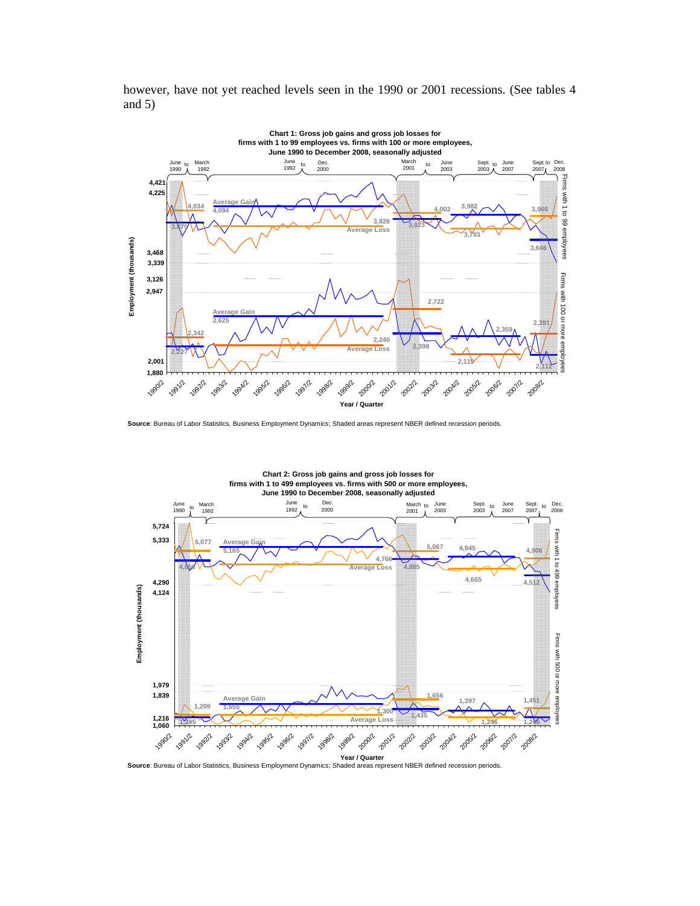however, have not yet reached levels seen in the 1990 or 2001 recessions. (See tables 4 and 5)

**Chart 1: Gross job gains and gross job losses for firms with 1 to 99 employees vs. firms with 100 or more employees, June 1990 to December 2008, seasonally adjusted**

**Source**: Bureau of Labor Statistics, Business Employment Dynamics; Shaded areas represent NBER defined recession periods.

**Chart 2: Gross job gains and gross job losses for firms with 1 to 499 employees vs. firms with 500 or more employees, June 1990 to December 2008, seasonally adjusted**

**Source**: Bureau of Labor Statistics, Business Employment Dynamics; Shaded areas represent NBER defined recession periods.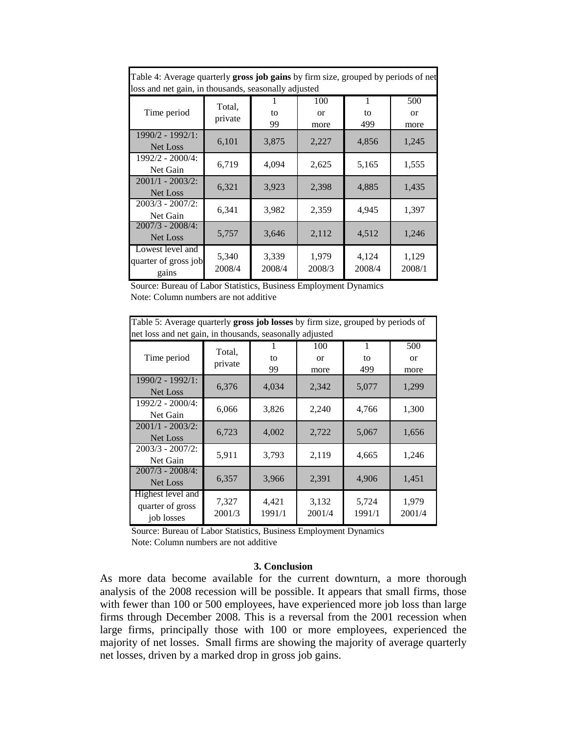Table 4: Average quarterly **gross job gains** by firm size, grouped by periods of net loss and net gain, in thousands, seasonally adjusted

| Time period | Total, private | 1 to 99 | 100 or more | 1 to 499 | 500 or more |
|---|---|---|---|---|---|
| 1990/2 - 1992/1: Net Loss | 6,101 | 3,875 | 2,227 | 4,856 | 1,245 |
| 1992/2 - 2000/4: Net Gain | 6,719 | 4,094 | 2,625 | 5,165 | 1,555 |
| 2001/1 - 2003/2: Net Loss | 6,321 | 3,923 | 2,398 | 4,885 | 1,435 |
| 2003/3 - 2007/2: Net Gain | 6,341 | 3,982 | 2,359 | 4,945 | 1,397 |
| 2007/3 - 2008/4: Net Loss | 5,757 | 3,646 | 2,112 | 4,512 | 1,246 |
| Lowest level and quarter of gross job gains | 5,340 2008/4 | 3,339 2008/4 | 1,979 2008/3 | 4,124 2008/4 | 1,129 2008/1 |

Source: Bureau of Labor Statistics, Business Employment Dynamics
Note: Column numbers are not additive

Table 5: Average quarterly **gross job losses** by firm size, grouped by periods of net loss and net gain, in thousands, seasonally adjusted

| Time period | Total, private | 1 to 99 | 100 or more | 1 to 499 | 500 or more |
|---|---|---|---|---|---|
| 1990/2 - 1992/1: Net Loss | 6,376 | 4,034 | 2,342 | 5,077 | 1,299 |
| 1992/2 - 2000/4: Net Gain | 6,066 | 3,826 | 2,240 | 4,766 | 1,300 |
| 2001/1 - 2003/2: Net Loss | 6,723 | 4,002 | 2,722 | 5,067 | 1,656 |
| 2003/3 - 2007/2: Net Gain | 5,911 | 3,793 | 2,119 | 4,665 | 1,246 |
| 2007/3 - 2008/4: Net Loss | 6,357 | 3,966 | 2,391 | 4,906 | 1,451 |
| Highest level and quarter of gross job losses | 7,327 2001/3 | 4,421 1991/1 | 3,132 2001/4 | 5,724 1991/1 | 1,979 2001/4 |

Source: Bureau of Labor Statistics, Business Employment Dynamics
Note: Column numbers are not additive

### 3. Conclusion

As more data become available for the current downturn, a more thorough analysis of the 2008 recession will be possible. It appears that small firms, those with fewer than 100 or 500 employees, have experienced more job loss than large firms through December 2008. This is a reversal from the 2001 recession when large firms, principally those with 100 or more employees, experienced the majority of net losses. Small firms are showing the majority of average quarterly net losses, driven by a marked drop in gross job gains.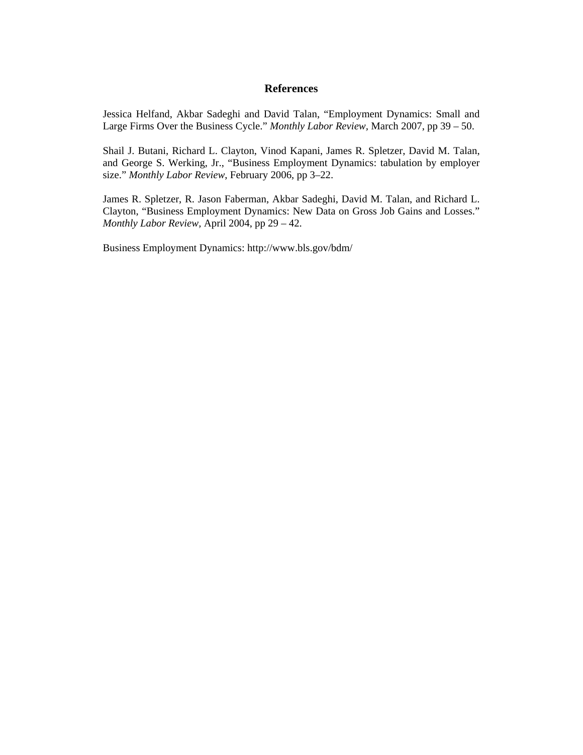## References

Jessica Helfand, Akbar Sadeghi and David Talan, "Employment Dynamics: Small and Large Firms Over the Business Cycle." *Monthly Labor Review*, March 2007, pp 39 – 50.

Shail J. Butani, Richard L. Clayton, Vinod Kapani, James R. Spletzer, David M. Talan, and George S. Werking, Jr., "Business Employment Dynamics: tabulation by employer size." *Monthly Labor Review*, February 2006, pp 3–22.

James R. Spletzer, R. Jason Faberman, Akbar Sadeghi, David M. Talan, and Richard L. Clayton, "Business Employment Dynamics: New Data on Gross Job Gains and Losses." *Monthly Labor Review*, April 2004, pp 29 – 42.

Business Employment Dynamics: http://www.bls.gov/bdm/